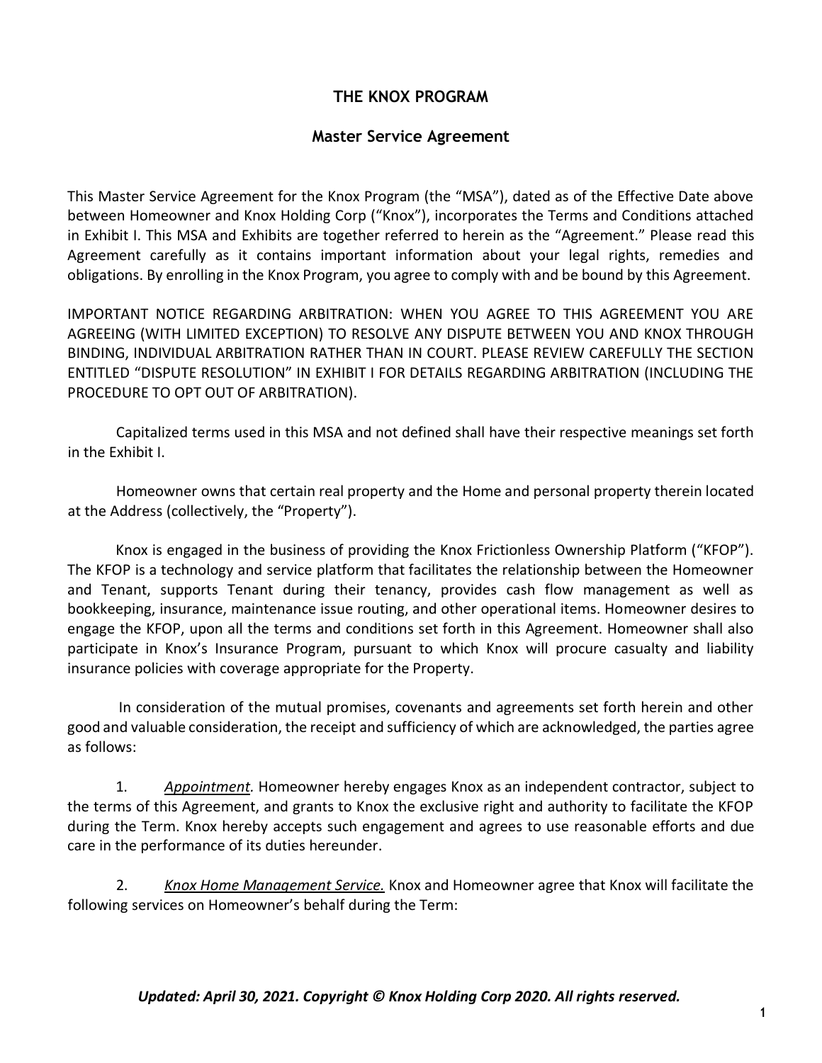# THE KNOX PROGRAM

## Master Service Agreement

This Master Service Agreement for the Knox Program (the "MSA"), dated as of the Effective Date above between Homeowner and Knox Holding Corp ("Knox"), incorporates the Terms and Conditions attached in Exhibit I. This MSA and Exhibits are together referred to herein as the "Agreement." Please read this Agreement carefully as it contains important information about your legal rights, remedies and obligations. By enrolling in the Knox Program, you agree to comply with and be bound by this Agreement.

IMPORTANT NOTICE REGARDING ARBITRATION: WHEN YOU AGREE TO THIS AGREEMENT YOU ARE AGREEING (WITH LIMITED EXCEPTION) TO RESOLVE ANY DISPUTE BETWEEN YOU AND KNOX THROUGH BINDING, INDIVIDUAL ARBITRATION RATHER THAN IN COURT. PLEASE REVIEW CAREFULLY THE SECTION ENTITLED "DISPUTE RESOLUTION" IN EXHIBIT I FOR DETAILS REGARDING ARBITRATION (INCLUDING THE PROCEDURE TO OPT OUT OF ARBITRATION).

Capitalized terms used in this MSA and not defined shall have their respective meanings set forth in the Exhibit I.

Homeowner owns that certain real property and the Home and personal property therein located at the Address (collectively, the "Property").

Knox is engaged in the business of providing the Knox Frictionless Ownership Platform ("KFOP"). The KFOP is a technology and service platform that facilitates the relationship between the Homeowner and Tenant, supports Tenant during their tenancy, provides cash flow management as well as bookkeeping, insurance, maintenance issue routing, and other operational items. Homeowner desires to engage the KFOP, upon all the terms and conditions set forth in this Agreement. Homeowner shall also participate in Knox's Insurance Program, pursuant to which Knox will procure casualty and liability insurance policies with coverage appropriate for the Property.

In consideration of the mutual promises, covenants and agreements set forth herein and other good and valuable consideration, the receipt and sufficiency of which are acknowledged, the parties agree as follows:

1. *Appointment.* Homeowner hereby engages Knox as an independent contractor, subject to the terms of this Agreement, and grants to Knox the exclusive right and authority to facilitate the KFOP during the Term. Knox hereby accepts such engagement and agrees to use reasonable efforts and due care in the performance of its duties hereunder.

2. *Knox Home Management Service.* Knox and Homeowner agree that Knox will facilitate the following services on Homeowner's behalf during the Term:

***Updated: April 30, 2021. Copyright © Knox Holding Corp 2020. All rights reserved.***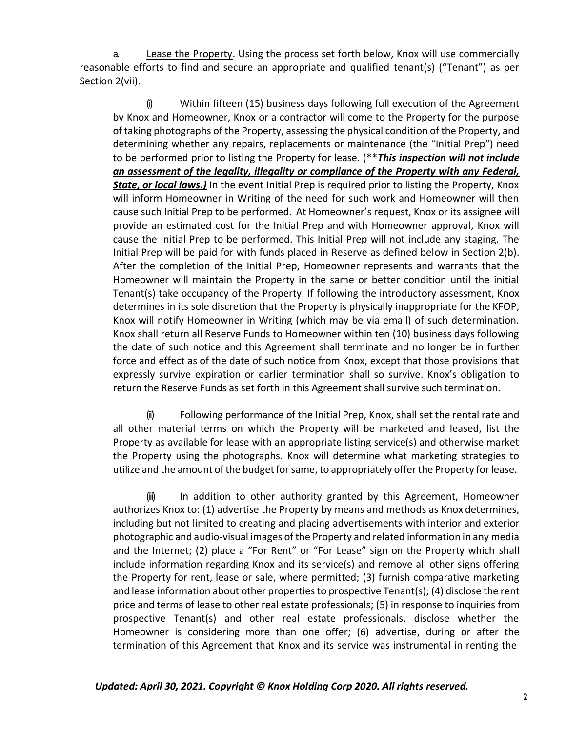a. Lease the Property. Using the process set forth below, Knox will use commercially reasonable efforts to find and secure an appropriate and qualified tenant(s) ("Tenant") as per Section 2(vii).

(i) Within fifteen (15) business days following full execution of the Agreement by Knox and Homeowner, Knox or a contractor will come to the Property for the purpose of taking photographs of the Property, assessing the physical condition of the Property, and determining whether any repairs, replacements or maintenance (the "Initial Prep") need to be performed prior to listing the Property for lease. (***This inspection will not include an assessment of the legality, illegality or compliance of the Property with any Federal, State, or local laws.)*** In the event Initial Prep is required prior to listing the Property, Knox will inform Homeowner in Writing of the need for such work and Homeowner will then cause such Initial Prep to be performed. At Homeowner's request, Knox or its assignee will provide an estimated cost for the Initial Prep and with Homeowner approval, Knox will cause the Initial Prep to be performed. This Initial Prep will not include any staging. The Initial Prep will be paid for with funds placed in Reserve as defined below in Section 2(b). After the completion of the Initial Prep, Homeowner represents and warrants that the Homeowner will maintain the Property in the same or better condition until the initial Tenant(s) take occupancy of the Property. If following the introductory assessment, Knox determines in its sole discretion that the Property is physically inappropriate for the KFOP, Knox will notify Homeowner in Writing (which may be via email) of such determination. Knox shall return all Reserve Funds to Homeowner within ten (10) business days following the date of such notice and this Agreement shall terminate and no longer be in further force and effect as of the date of such notice from Knox, except that those provisions that expressly survive expiration or earlier termination shall so survive. Knox's obligation to return the Reserve Funds as set forth in this Agreement shall survive such termination.

(ii) Following performance of the Initial Prep, Knox, shall set the rental rate and all other material terms on which the Property will be marketed and leased, list the Property as available for lease with an appropriate listing service(s) and otherwise market the Property using the photographs. Knox will determine what marketing strategies to utilize and the amount of the budget for same, to appropriately offer the Property for lease.

(iii) In addition to other authority granted by this Agreement, Homeowner authorizes Knox to: (1) advertise the Property by means and methods as Knox determines, including but not limited to creating and placing advertisements with interior and exterior photographic and audio-visual images of the Property and related information in any media and the Internet; (2) place a "For Rent" or "For Lease" sign on the Property which shall include information regarding Knox and its service(s) and remove all other signs offering the Property for rent, lease or sale, where permitted; (3) furnish comparative marketing and lease information about other properties to prospective Tenant(s); (4) disclose the rent price and terms of lease to other real estate professionals; (5) in response to inquiries from prospective Tenant(s) and other real estate professionals, disclose whether the Homeowner is considering more than one offer; (6) advertise, during or after the termination of this Agreement that Knox and its service was instrumental in renting the

*Updated: April 30, 2021. Copyright © Knox Holding Corp 2020. All rights reserved.*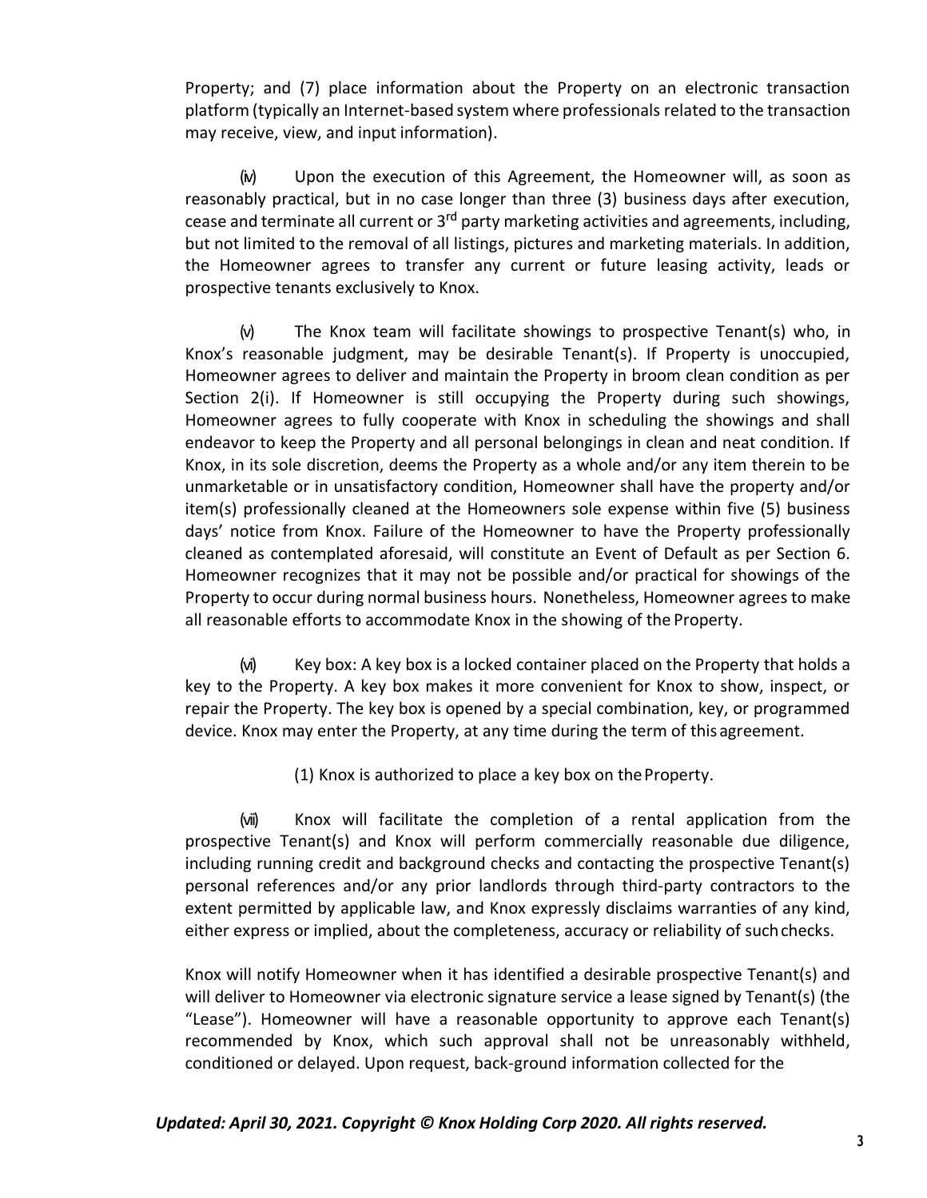Property; and (7) place information about the Property on an electronic transaction platform (typically an Internet-based system where professionals related to the transaction may receive, view, and input information).

(iv) Upon the execution of this Agreement, the Homeowner will, as soon as reasonably practical, but in no case longer than three (3) business days after execution, cease and terminate all current or 3rd party marketing activities and agreements, including, but not limited to the removal of all listings, pictures and marketing materials. In addition, the Homeowner agrees to transfer any current or future leasing activity, leads or prospective tenants exclusively to Knox.

(v) The Knox team will facilitate showings to prospective Tenant(s) who, in Knox's reasonable judgment, may be desirable Tenant(s). If Property is unoccupied, Homeowner agrees to deliver and maintain the Property in broom clean condition as per Section 2(i). If Homeowner is still occupying the Property during such showings, Homeowner agrees to fully cooperate with Knox in scheduling the showings and shall endeavor to keep the Property and all personal belongings in clean and neat condition. If Knox, in its sole discretion, deems the Property as a whole and/or any item therein to be unmarketable or in unsatisfactory condition, Homeowner shall have the property and/or item(s) professionally cleaned at the Homeowners sole expense within five (5) business days' notice from Knox. Failure of the Homeowner to have the Property professionally cleaned as contemplated aforesaid, will constitute an Event of Default as per Section 6. Homeowner recognizes that it may not be possible and/or practical for showings of the Property to occur during normal business hours. Nonetheless, Homeowner agrees to make all reasonable efforts to accommodate Knox in the showing of the Property.

(vi) Key box: A key box is a locked container placed on the Property that holds a key to the Property. A key box makes it more convenient for Knox to show, inspect, or repair the Property. The key box is opened by a special combination, key, or programmed device. Knox may enter the Property, at any time during the term of this agreement.

(1) Knox is authorized to place a key box on the Property.

(vii) Knox will facilitate the completion of a rental application from the prospective Tenant(s) and Knox will perform commercially reasonable due diligence, including running credit and background checks and contacting the prospective Tenant(s) personal references and/or any prior landlords through third-party contractors to the extent permitted by applicable law, and Knox expressly disclaims warranties of any kind, either express or implied, about the completeness, accuracy or reliability of such checks.

Knox will notify Homeowner when it has identified a desirable prospective Tenant(s) and will deliver to Homeowner via electronic signature service a lease signed by Tenant(s) (the "Lease"). Homeowner will have a reasonable opportunity to approve each Tenant(s) recommended by Knox, which such approval shall not be unreasonably withheld, conditioned or delayed. Upon request, back-ground information collected for the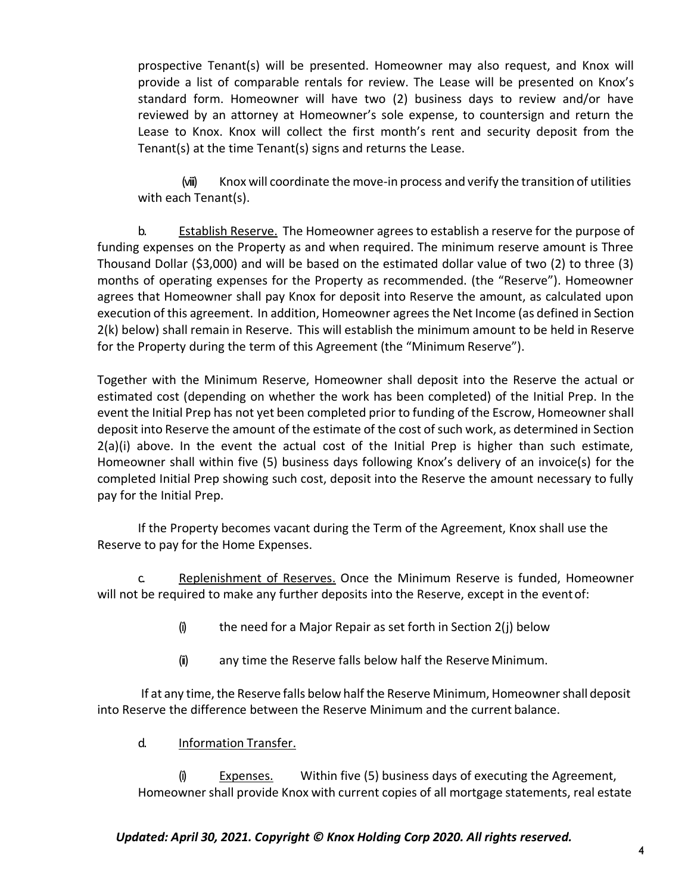prospective Tenant(s) will be presented. Homeowner may also request, and Knox will provide a list of comparable rentals for review. The Lease will be presented on Knox's standard form. Homeowner will have two (2) business days to review and/or have reviewed by an attorney at Homeowner's sole expense, to countersign and return the Lease to Knox. Knox will collect the first month's rent and security deposit from the Tenant(s) at the time Tenant(s) signs and returns the Lease.

(viii) Knox will coordinate the move-in process and verify the transition of utilities with each Tenant(s).

b. Establish Reserve. The Homeowner agrees to establish a reserve for the purpose of funding expenses on the Property as and when required. The minimum reserve amount is Three Thousand Dollar ($3,000) and will be based on the estimated dollar value of two (2) to three (3) months of operating expenses for the Property as recommended. (the "Reserve"). Homeowner agrees that Homeowner shall pay Knox for deposit into Reserve the amount, as calculated upon execution of this agreement. In addition, Homeowner agrees the Net Income (as defined in Section 2(k) below) shall remain in Reserve. This will establish the minimum amount to be held in Reserve for the Property during the term of this Agreement (the "Minimum Reserve").

Together with the Minimum Reserve, Homeowner shall deposit into the Reserve the actual or estimated cost (depending on whether the work has been completed) of the Initial Prep. In the event the Initial Prep has not yet been completed prior to funding of the Escrow, Homeowner shall deposit into Reserve the amount of the estimate of the cost of such work, as determined in Section 2(a)(i) above. In the event the actual cost of the Initial Prep is higher than such estimate, Homeowner shall within five (5) business days following Knox's delivery of an invoice(s) for the completed Initial Prep showing such cost, deposit into the Reserve the amount necessary to fully pay for the Initial Prep.

If the Property becomes vacant during the Term of the Agreement, Knox shall use the Reserve to pay for the Home Expenses.

c. Replenishment of Reserves. Once the Minimum Reserve is funded, Homeowner will not be required to make any further deposits into the Reserve, except in the event of:

(i) the need for a Major Repair as set forth in Section 2(j) below

(ii) any time the Reserve falls below half the Reserve Minimum.

If at any time, the Reserve falls below half the Reserve Minimum, Homeowner shall deposit into Reserve the difference between the Reserve Minimum and the current balance.

d. Information Transfer.

(i) Expenses. Within five (5) business days of executing the Agreement, Homeowner shall provide Knox with current copies of all mortgage statements, real estate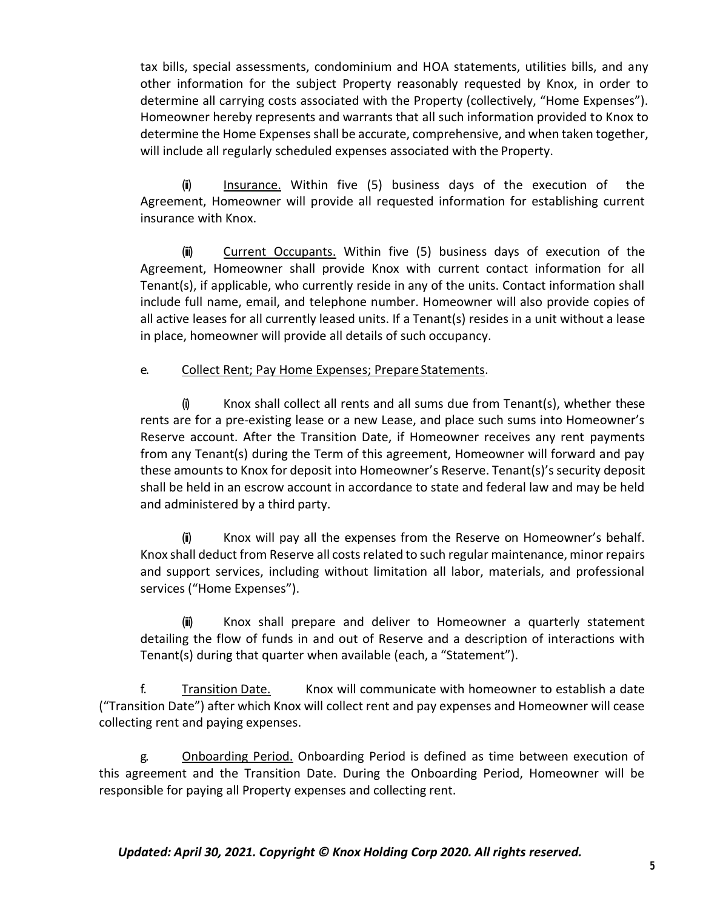tax bills, special assessments, condominium and HOA statements, utilities bills, and any other information for the subject Property reasonably requested by Knox, in order to determine all carrying costs associated with the Property (collectively, "Home Expenses"). Homeowner hereby represents and warrants that all such information provided to Knox to determine the Home Expenses shall be accurate, comprehensive, and when taken together, will include all regularly scheduled expenses associated with the Property.

(ii) Insurance. Within five (5) business days of the execution of the Agreement, Homeowner will provide all requested information for establishing current insurance with Knox.

(iii) Current Occupants. Within five (5) business days of execution of the Agreement, Homeowner shall provide Knox with current contact information for all Tenant(s), if applicable, who currently reside in any of the units. Contact information shall include full name, email, and telephone number. Homeowner will also provide copies of all active leases for all currently leased units. If a Tenant(s) resides in a unit without a lease in place, homeowner will provide all details of such occupancy.

e. Collect Rent; Pay Home Expenses; Prepare Statements.

(i) Knox shall collect all rents and all sums due from Tenant(s), whether these rents are for a pre-existing lease or a new Lease, and place such sums into Homeowner's Reserve account. After the Transition Date, if Homeowner receives any rent payments from any Tenant(s) during the Term of this agreement, Homeowner will forward and pay these amounts to Knox for deposit into Homeowner's Reserve. Tenant(s)'s security deposit shall be held in an escrow account in accordance to state and federal law and may be held and administered by a third party.

(ii) Knox will pay all the expenses from the Reserve on Homeowner's behalf. Knox shall deduct from Reserve all costs related to such regular maintenance, minor repairs and support services, including without limitation all labor, materials, and professional services ("Home Expenses").

(iii) Knox shall prepare and deliver to Homeowner a quarterly statement detailing the flow of funds in and out of Reserve and a description of interactions with Tenant(s) during that quarter when available (each, a "Statement").

f. Transition Date. Knox will communicate with homeowner to establish a date ("Transition Date") after which Knox will collect rent and pay expenses and Homeowner will cease collecting rent and paying expenses.

g. Onboarding Period. Onboarding Period is defined as time between execution of this agreement and the Transition Date. During the Onboarding Period, Homeowner will be responsible for paying all Property expenses and collecting rent.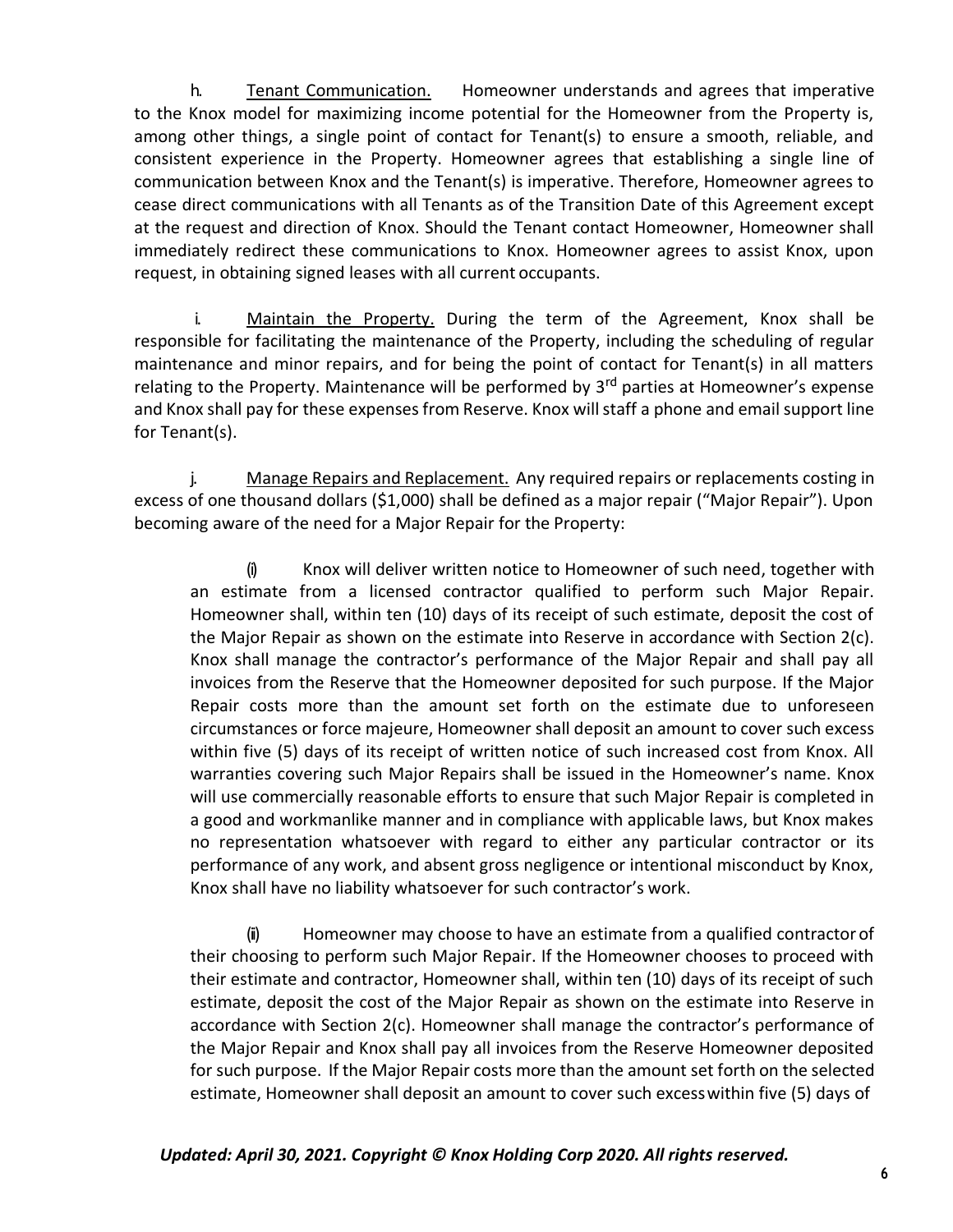h. Tenant Communication. Homeowner understands and agrees that imperative to the Knox model for maximizing income potential for the Homeowner from the Property is, among other things, a single point of contact for Tenant(s) to ensure a smooth, reliable, and consistent experience in the Property. Homeowner agrees that establishing a single line of communication between Knox and the Tenant(s) is imperative. Therefore, Homeowner agrees to cease direct communications with all Tenants as of the Transition Date of this Agreement except at the request and direction of Knox. Should the Tenant contact Homeowner, Homeowner shall immediately redirect these communications to Knox. Homeowner agrees to assist Knox, upon request, in obtaining signed leases with all current occupants.

i. Maintain the Property. During the term of the Agreement, Knox shall be responsible for facilitating the maintenance of the Property, including the scheduling of regular maintenance and minor repairs, and for being the point of contact for Tenant(s) in all matters relating to the Property. Maintenance will be performed by 3rd parties at Homeowner's expense and Knox shall pay for these expenses from Reserve. Knox will staff a phone and email support line for Tenant(s).

j. Manage Repairs and Replacement. Any required repairs or replacements costing in excess of one thousand dollars ($1,000) shall be defined as a major repair ("Major Repair"). Upon becoming aware of the need for a Major Repair for the Property:

(i) Knox will deliver written notice to Homeowner of such need, together with an estimate from a licensed contractor qualified to perform such Major Repair. Homeowner shall, within ten (10) days of its receipt of such estimate, deposit the cost of the Major Repair as shown on the estimate into Reserve in accordance with Section 2(c). Knox shall manage the contractor's performance of the Major Repair and shall pay all invoices from the Reserve that the Homeowner deposited for such purpose. If the Major Repair costs more than the amount set forth on the estimate due to unforeseen circumstances or force majeure, Homeowner shall deposit an amount to cover such excess within five (5) days of its receipt of written notice of such increased cost from Knox. All warranties covering such Major Repairs shall be issued in the Homeowner's name. Knox will use commercially reasonable efforts to ensure that such Major Repair is completed in a good and workmanlike manner and in compliance with applicable laws, but Knox makes no representation whatsoever with regard to either any particular contractor or its performance of any work, and absent gross negligence or intentional misconduct by Knox, Knox shall have no liability whatsoever for such contractor's work.

(ii) Homeowner may choose to have an estimate from a qualified contractor of their choosing to perform such Major Repair. If the Homeowner chooses to proceed with their estimate and contractor, Homeowner shall, within ten (10) days of its receipt of such estimate, deposit the cost of the Major Repair as shown on the estimate into Reserve in accordance with Section 2(c). Homeowner shall manage the contractor's performance of the Major Repair and Knox shall pay all invoices from the Reserve Homeowner deposited for such purpose. If the Major Repair costs more than the amount set forth on the selected estimate, Homeowner shall deposit an amount to cover such excess within five (5) days of

*Updated: April 30, 2021. Copyright © Knox Holding Corp 2020. All rights reserved.*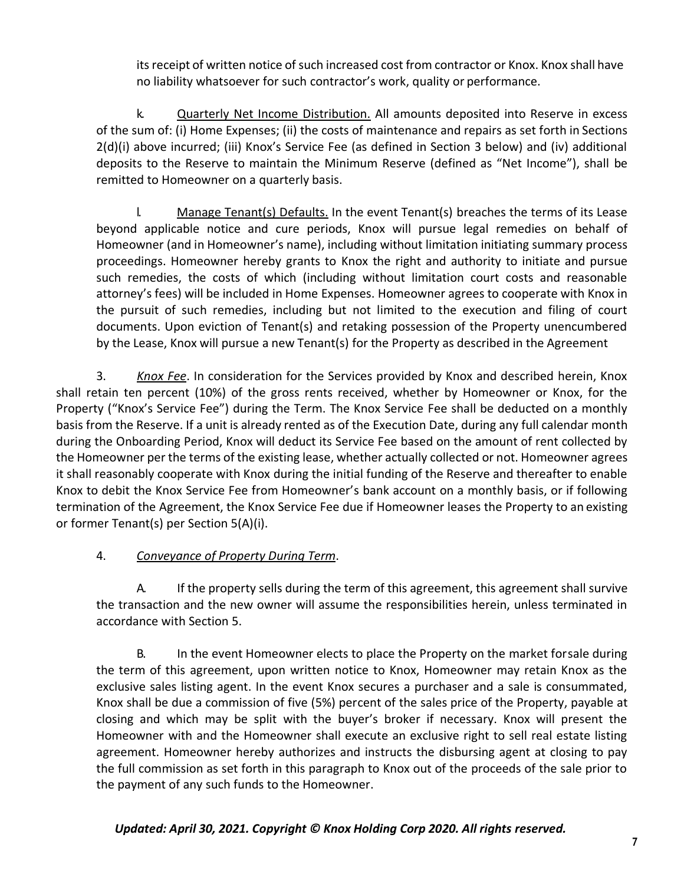its receipt of written notice of such increased cost from contractor or Knox. Knox shall have no liability whatsoever for such contractor's work, quality or performance.

k. Quarterly Net Income Distribution. All amounts deposited into Reserve in excess of the sum of: (i) Home Expenses; (ii) the costs of maintenance and repairs as set forth in Sections 2(d)(i) above incurred; (iii) Knox's Service Fee (as defined in Section 3 below) and (iv) additional deposits to the Reserve to maintain the Minimum Reserve (defined as "Net Income"), shall be remitted to Homeowner on a quarterly basis.

l. Manage Tenant(s) Defaults. In the event Tenant(s) breaches the terms of its Lease beyond applicable notice and cure periods, Knox will pursue legal remedies on behalf of Homeowner (and in Homeowner's name), including without limitation initiating summary process proceedings. Homeowner hereby grants to Knox the right and authority to initiate and pursue such remedies, the costs of which (including without limitation court costs and reasonable attorney's fees) will be included in Home Expenses. Homeowner agrees to cooperate with Knox in the pursuit of such remedies, including but not limited to the execution and filing of court documents. Upon eviction of Tenant(s) and retaking possession of the Property unencumbered by the Lease, Knox will pursue a new Tenant(s) for the Property as described in the Agreement

3. *Knox Fee*. In consideration for the Services provided by Knox and described herein, Knox shall retain ten percent (10%) of the gross rents received, whether by Homeowner or Knox, for the Property ("Knox's Service Fee") during the Term. The Knox Service Fee shall be deducted on a monthly basis from the Reserve. If a unit is already rented as of the Execution Date, during any full calendar month during the Onboarding Period, Knox will deduct its Service Fee based on the amount of rent collected by the Homeowner per the terms of the existing lease, whether actually collected or not. Homeowner agrees it shall reasonably cooperate with Knox during the initial funding of the Reserve and thereafter to enable Knox to debit the Knox Service Fee from Homeowner's bank account on a monthly basis, or if following termination of the Agreement, the Knox Service Fee due if Homeowner leases the Property to an existing or former Tenant(s) per Section 5(A)(i).

4. *Conveyance of Property During Term*.

A. If the property sells during the term of this agreement, this agreement shall survive the transaction and the new owner will assume the responsibilities herein, unless terminated in accordance with Section 5.

B. In the event Homeowner elects to place the Property on the market forsale during the term of this agreement, upon written notice to Knox, Homeowner may retain Knox as the exclusive sales listing agent. In the event Knox secures a purchaser and a sale is consummated, Knox shall be due a commission of five (5%) percent of the sales price of the Property, payable at closing and which may be split with the buyer's broker if necessary. Knox will present the Homeowner with and the Homeowner shall execute an exclusive right to sell real estate listing agreement. Homeowner hereby authorizes and instructs the disbursing agent at closing to pay the full commission as set forth in this paragraph to Knox out of the proceeds of the sale prior to the payment of any such funds to the Homeowner.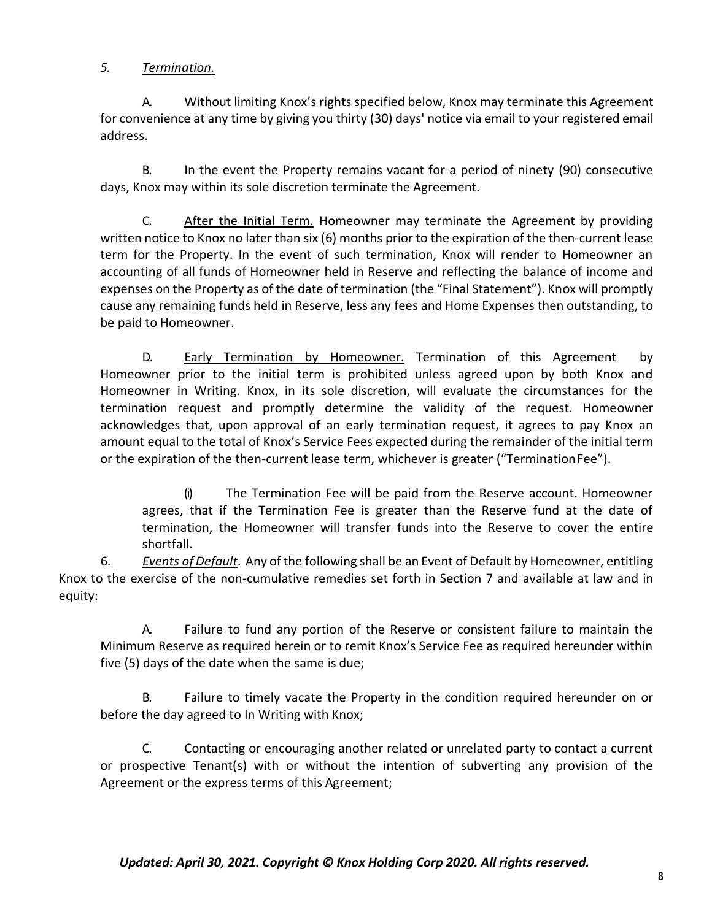*5. Termination.*

A. Without limiting Knox's rights specified below, Knox may terminate this Agreement for convenience at any time by giving you thirty (30) days' notice via email to your registered email address.

B. In the event the Property remains vacant for a period of ninety (90) consecutive days, Knox may within its sole discretion terminate the Agreement.

C. After the Initial Term. Homeowner may terminate the Agreement by providing written notice to Knox no later than six (6) months prior to the expiration of the then-current lease term for the Property. In the event of such termination, Knox will render to Homeowner an accounting of all funds of Homeowner held in Reserve and reflecting the balance of income and expenses on the Property as of the date of termination (the "Final Statement"). Knox will promptly cause any remaining funds held in Reserve, less any fees and Home Expenses then outstanding, to be paid to Homeowner.

D. Early Termination by Homeowner. Termination of this Agreement by Homeowner prior to the initial term is prohibited unless agreed upon by both Knox and Homeowner in Writing. Knox, in its sole discretion, will evaluate the circumstances for the termination request and promptly determine the validity of the request. Homeowner acknowledges that, upon approval of an early termination request, it agrees to pay Knox an amount equal to the total of Knox's Service Fees expected during the remainder of the initial term or the expiration of the then-current lease term, whichever is greater ("Termination Fee").

(i) The Termination Fee will be paid from the Reserve account. Homeowner agrees, that if the Termination Fee is greater than the Reserve fund at the date of termination, the Homeowner will transfer funds into the Reserve to cover the entire shortfall.

6. *Events of Default*. Any of the following shall be an Event of Default by Homeowner, entitling Knox to the exercise of the non-cumulative remedies set forth in Section 7 and available at law and in equity:

A. Failure to fund any portion of the Reserve or consistent failure to maintain the Minimum Reserve as required herein or to remit Knox's Service Fee as required hereunder within five (5) days of the date when the same is due;

B. Failure to timely vacate the Property in the condition required hereunder on or before the day agreed to In Writing with Knox;

C. Contacting or encouraging another related or unrelated party to contact a current or prospective Tenant(s) with or without the intention of subverting any provision of the Agreement or the express terms of this Agreement;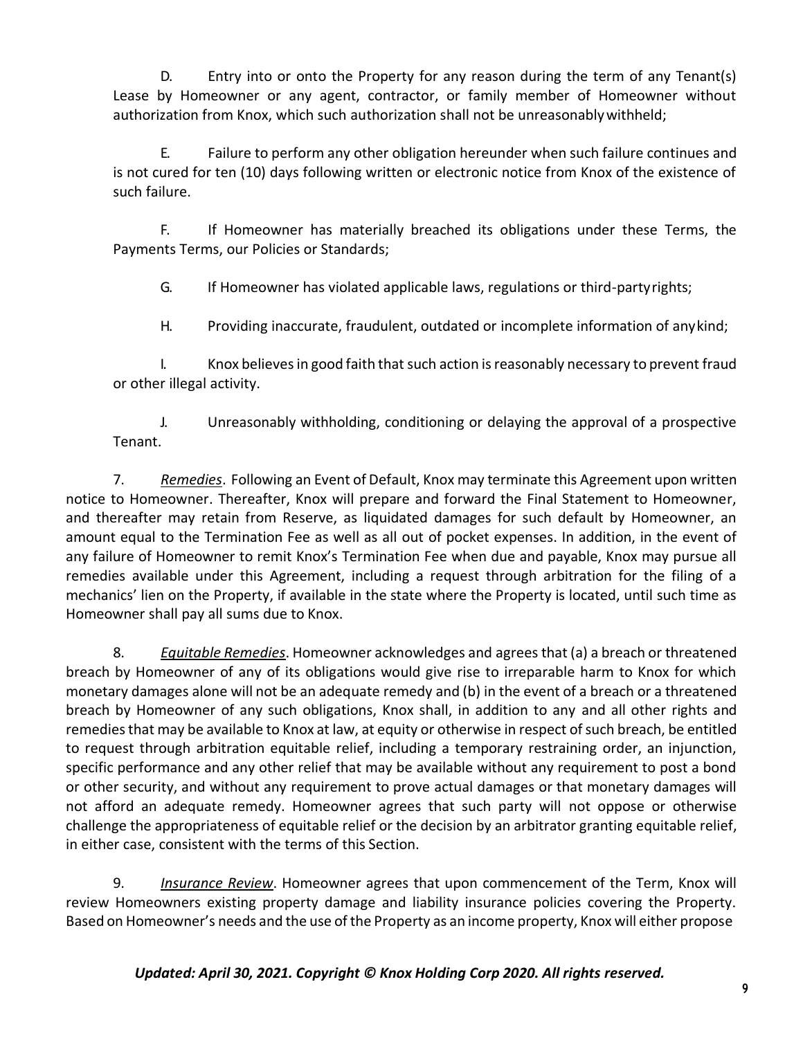D. Entry into or onto the Property for any reason during the term of any Tenant(s) Lease by Homeowner or any agent, contractor, or family member of Homeowner without authorization from Knox, which such authorization shall not be unreasonably withheld;

E. Failure to perform any other obligation hereunder when such failure continues and is not cured for ten (10) days following written or electronic notice from Knox of the existence of such failure.

F. If Homeowner has materially breached its obligations under these Terms, the Payments Terms, our Policies or Standards;

G. If Homeowner has violated applicable laws, regulations or third-party rights;

H. Providing inaccurate, fraudulent, outdated or incomplete information of any kind;

I. Knox believes in good faith that such action is reasonably necessary to prevent fraud or other illegal activity.

J. Unreasonably withholding, conditioning or delaying the approval of a prospective Tenant.

7. *Remedies*. Following an Event of Default, Knox may terminate this Agreement upon written notice to Homeowner. Thereafter, Knox will prepare and forward the Final Statement to Homeowner, and thereafter may retain from Reserve, as liquidated damages for such default by Homeowner, an amount equal to the Termination Fee as well as all out of pocket expenses. In addition, in the event of any failure of Homeowner to remit Knox's Termination Fee when due and payable, Knox may pursue all remedies available under this Agreement, including a request through arbitration for the filing of a mechanics' lien on the Property, if available in the state where the Property is located, until such time as Homeowner shall pay all sums due to Knox.

8. *Equitable Remedies*. Homeowner acknowledges and agrees that (a) a breach or threatened breach by Homeowner of any of its obligations would give rise to irreparable harm to Knox for which monetary damages alone will not be an adequate remedy and (b) in the event of a breach or a threatened breach by Homeowner of any such obligations, Knox shall, in addition to any and all other rights and remedies that may be available to Knox at law, at equity or otherwise in respect of such breach, be entitled to request through arbitration equitable relief, including a temporary restraining order, an injunction, specific performance and any other relief that may be available without any requirement to post a bond or other security, and without any requirement to prove actual damages or that monetary damages will not afford an adequate remedy. Homeowner agrees that such party will not oppose or otherwise challenge the appropriateness of equitable relief or the decision by an arbitrator granting equitable relief, in either case, consistent with the terms of this Section.

9. *Insurance Review*. Homeowner agrees that upon commencement of the Term, Knox will review Homeowners existing property damage and liability insurance policies covering the Property. Based on Homeowner's needs and the use of the Property as an income property, Knox will either propose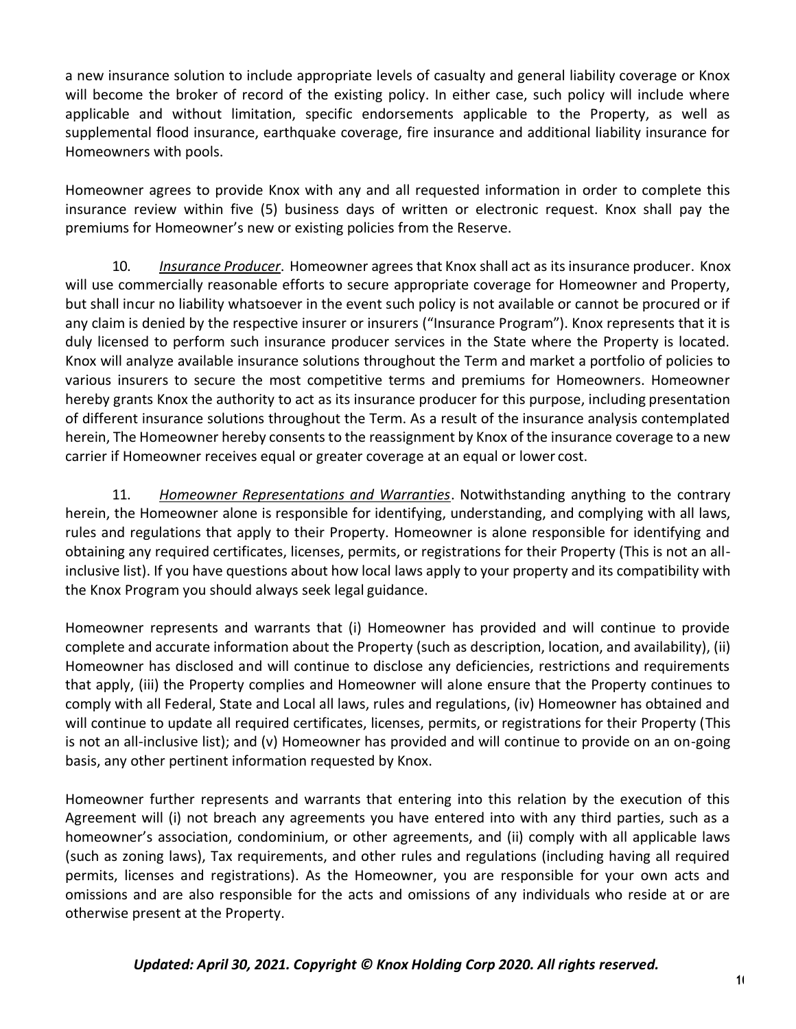a new insurance solution to include appropriate levels of casualty and general liability coverage or Knox will become the broker of record of the existing policy. In either case, such policy will include where applicable and without limitation, specific endorsements applicable to the Property, as well as supplemental flood insurance, earthquake coverage, fire insurance and additional liability insurance for Homeowners with pools.

Homeowner agrees to provide Knox with any and all requested information in order to complete this insurance review within five (5) business days of written or electronic request. Knox shall pay the premiums for Homeowner's new or existing policies from the Reserve.

10. *Insurance Producer*. Homeowner agrees that Knox shall act as its insurance producer. Knox will use commercially reasonable efforts to secure appropriate coverage for Homeowner and Property, but shall incur no liability whatsoever in the event such policy is not available or cannot be procured or if any claim is denied by the respective insurer or insurers ("Insurance Program"). Knox represents that it is duly licensed to perform such insurance producer services in the State where the Property is located. Knox will analyze available insurance solutions throughout the Term and market a portfolio of policies to various insurers to secure the most competitive terms and premiums for Homeowners. Homeowner hereby grants Knox the authority to act as its insurance producer for this purpose, including presentation of different insurance solutions throughout the Term. As a result of the insurance analysis contemplated herein, The Homeowner hereby consents to the reassignment by Knox of the insurance coverage to a new carrier if Homeowner receives equal or greater coverage at an equal or lower cost.

11. *Homeowner Representations and Warranties*. Notwithstanding anything to the contrary herein, the Homeowner alone is responsible for identifying, understanding, and complying with all laws, rules and regulations that apply to their Property. Homeowner is alone responsible for identifying and obtaining any required certificates, licenses, permits, or registrations for their Property (This is not an all-inclusive list). If you have questions about how local laws apply to your property and its compatibility with the Knox Program you should always seek legal guidance.

Homeowner represents and warrants that (i) Homeowner has provided and will continue to provide complete and accurate information about the Property (such as description, location, and availability), (ii) Homeowner has disclosed and will continue to disclose any deficiencies, restrictions and requirements that apply, (iii) the Property complies and Homeowner will alone ensure that the Property continues to comply with all Federal, State and Local all laws, rules and regulations, (iv) Homeowner has obtained and will continue to update all required certificates, licenses, permits, or registrations for their Property (This is not an all-inclusive list); and (v) Homeowner has provided and will continue to provide on an on-going basis, any other pertinent information requested by Knox.

Homeowner further represents and warrants that entering into this relation by the execution of this Agreement will (i) not breach any agreements you have entered into with any third parties, such as a homeowner's association, condominium, or other agreements, and (ii) comply with all applicable laws (such as zoning laws), Tax requirements, and other rules and regulations (including having all required permits, licenses and registrations). As the Homeowner, you are responsible for your own acts and omissions and are also responsible for the acts and omissions of any individuals who reside at or are otherwise present at the Property.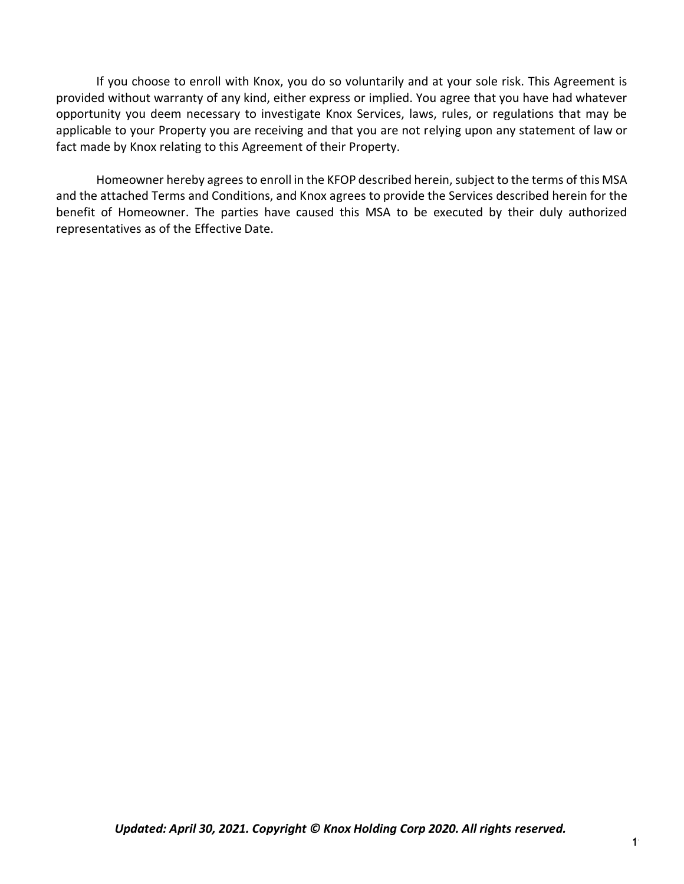If you choose to enroll with Knox, you do so voluntarily and at your sole risk. This Agreement is provided without warranty of any kind, either express or implied. You agree that you have had whatever opportunity you deem necessary to investigate Knox Services, laws, rules, or regulations that may be applicable to your Property you are receiving and that you are not relying upon any statement of law or fact made by Knox relating to this Agreement of their Property.

Homeowner hereby agrees to enroll in the KFOP described herein, subject to the terms of this MSA and the attached Terms and Conditions, and Knox agrees to provide the Services described herein for the benefit of Homeowner. The parties have caused this MSA to be executed by their duly authorized representatives as of the Effective Date.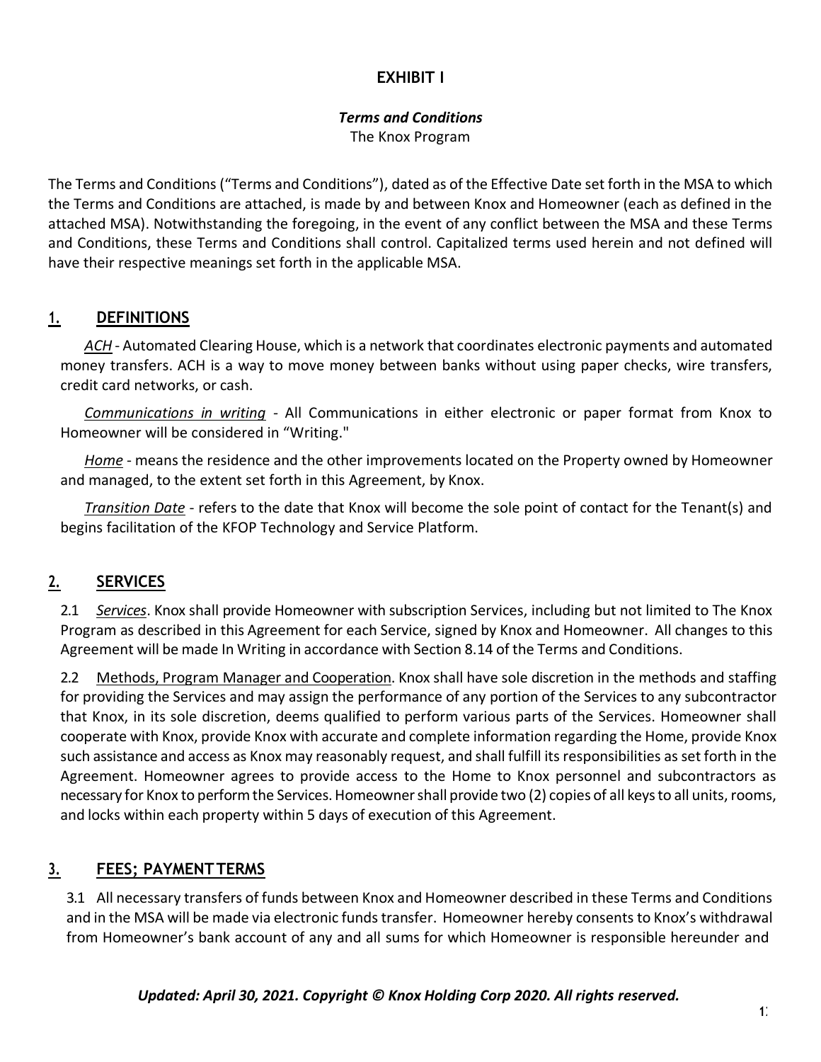# EXHIBIT I

***Terms and Conditions***

The Knox Program

The Terms and Conditions ("Terms and Conditions"), dated as of the Effective Date set forth in the MSA to which the Terms and Conditions are attached, is made by and between Knox and Homeowner (each as defined in the attached MSA). Notwithstanding the foregoing, in the event of any conflict between the MSA and these Terms and Conditions, these Terms and Conditions shall control. Capitalized terms used herein and not defined will have their respective meanings set forth in the applicable MSA.

## 1. DEFINITIONS

*ACH* - Automated Clearing House, which is a network that coordinates electronic payments and automated money transfers. ACH is a way to move money between banks without using paper checks, wire transfers, credit card networks, or cash.

*Communications in writing* - All Communications in either electronic or paper format from Knox to Homeowner will be considered in "Writing."

*Home* - means the residence and the other improvements located on the Property owned by Homeowner and managed, to the extent set forth in this Agreement, by Knox.

*Transition Date* - refers to the date that Knox will become the sole point of contact for the Tenant(s) and begins facilitation of the KFOP Technology and Service Platform.

## 2. SERVICES

2.1 *Services*. Knox shall provide Homeowner with subscription Services, including but not limited to The Knox Program as described in this Agreement for each Service, signed by Knox and Homeowner. All changes to this Agreement will be made In Writing in accordance with Section 8.14 of the Terms and Conditions.

2.2 Methods, Program Manager and Cooperation. Knox shall have sole discretion in the methods and staffing for providing the Services and may assign the performance of any portion of the Services to any subcontractor that Knox, in its sole discretion, deems qualified to perform various parts of the Services. Homeowner shall cooperate with Knox, provide Knox with accurate and complete information regarding the Home, provide Knox such assistance and access as Knox may reasonably request, and shall fulfill its responsibilities as set forth in the Agreement. Homeowner agrees to provide access to the Home to Knox personnel and subcontractors as necessary for Knox to perform the Services. Homeowner shall provide two (2) copies of all keys to all units, rooms, and locks within each property within 5 days of execution of this Agreement.

## 3. FEES; PAYMENT TERMS

3.1 All necessary transfers of funds between Knox and Homeowner described in these Terms and Conditions and in the MSA will be made via electronic funds transfer. Homeowner hereby consents to Knox's withdrawal from Homeowner's bank account of any and all sums for which Homeowner is responsible hereunder and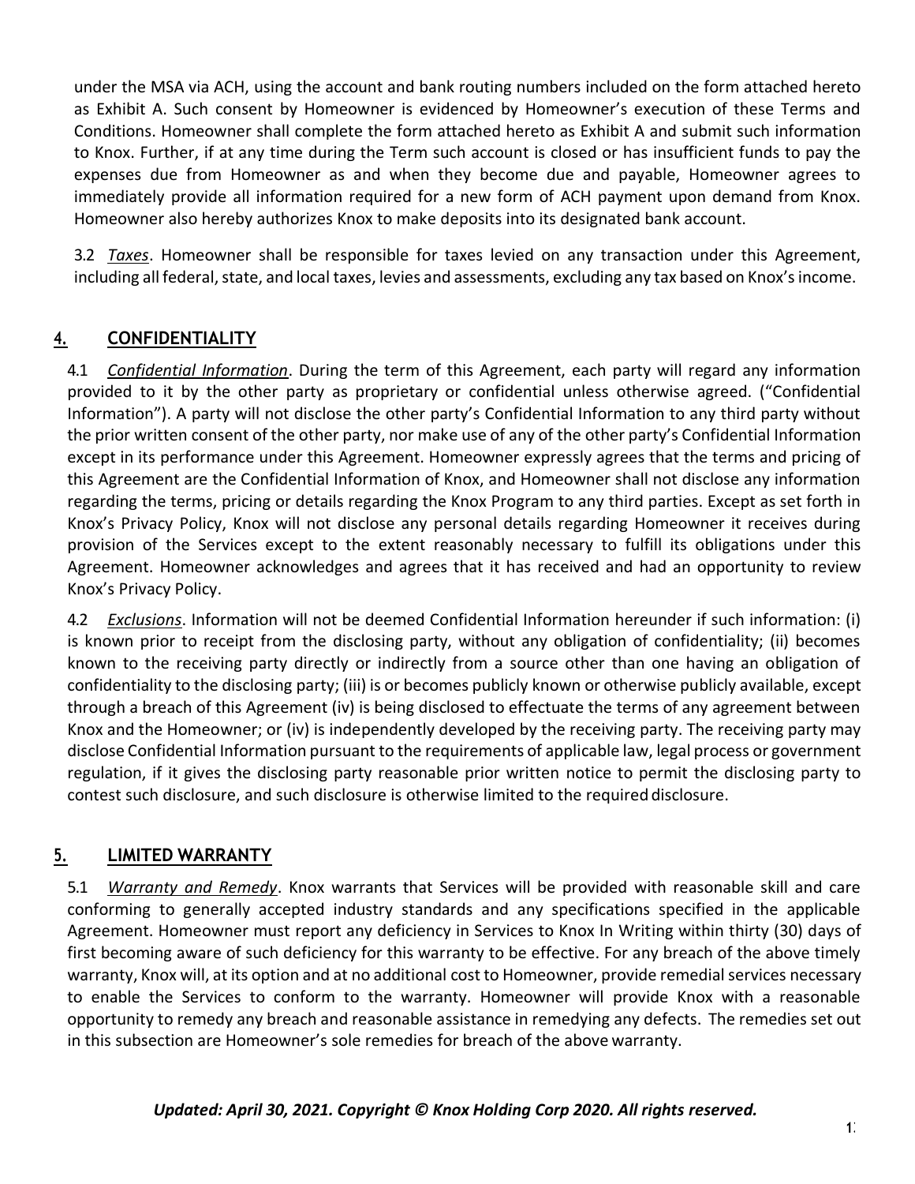under the MSA via ACH, using the account and bank routing numbers included on the form attached hereto as Exhibit A. Such consent by Homeowner is evidenced by Homeowner's execution of these Terms and Conditions. Homeowner shall complete the form attached hereto as Exhibit A and submit such information to Knox. Further, if at any time during the Term such account is closed or has insufficient funds to pay the expenses due from Homeowner as and when they become due and payable, Homeowner agrees to immediately provide all information required for a new form of ACH payment upon demand from Knox. Homeowner also hereby authorizes Knox to make deposits into its designated bank account.

3.2 *Taxes*. Homeowner shall be responsible for taxes levied on any transaction under this Agreement, including all federal, state, and local taxes, levies and assessments, excluding any tax based on Knox's income.

## 4. CONFIDENTIALITY

4.1 *Confidential Information*. During the term of this Agreement, each party will regard any information provided to it by the other party as proprietary or confidential unless otherwise agreed. ("Confidential Information"). A party will not disclose the other party's Confidential Information to any third party without the prior written consent of the other party, nor make use of any of the other party's Confidential Information except in its performance under this Agreement. Homeowner expressly agrees that the terms and pricing of this Agreement are the Confidential Information of Knox, and Homeowner shall not disclose any information regarding the terms, pricing or details regarding the Knox Program to any third parties. Except as set forth in Knox's Privacy Policy, Knox will not disclose any personal details regarding Homeowner it receives during provision of the Services except to the extent reasonably necessary to fulfill its obligations under this Agreement. Homeowner acknowledges and agrees that it has received and had an opportunity to review Knox's Privacy Policy.

4.2 *Exclusions*. Information will not be deemed Confidential Information hereunder if such information: (i) is known prior to receipt from the disclosing party, without any obligation of confidentiality; (ii) becomes known to the receiving party directly or indirectly from a source other than one having an obligation of confidentiality to the disclosing party; (iii) is or becomes publicly known or otherwise publicly available, except through a breach of this Agreement (iv) is being disclosed to effectuate the terms of any agreement between Knox and the Homeowner; or (iv) is independently developed by the receiving party. The receiving party may disclose Confidential Information pursuant to the requirements of applicable law, legal process or government regulation, if it gives the disclosing party reasonable prior written notice to permit the disclosing party to contest such disclosure, and such disclosure is otherwise limited to the required disclosure.

## 5. LIMITED WARRANTY

5.1 *Warranty and Remedy*. Knox warrants that Services will be provided with reasonable skill and care conforming to generally accepted industry standards and any specifications specified in the applicable Agreement. Homeowner must report any deficiency in Services to Knox In Writing within thirty (30) days of first becoming aware of such deficiency for this warranty to be effective. For any breach of the above timely warranty, Knox will, at its option and at no additional cost to Homeowner, provide remedial services necessary to enable the Services to conform to the warranty. Homeowner will provide Knox with a reasonable opportunity to remedy any breach and reasonable assistance in remedying any defects. The remedies set out in this subsection are Homeowner's sole remedies for breach of the above warranty.

***Updated: April 30, 2021. Copyright © Knox Holding Corp 2020. All rights reserved.***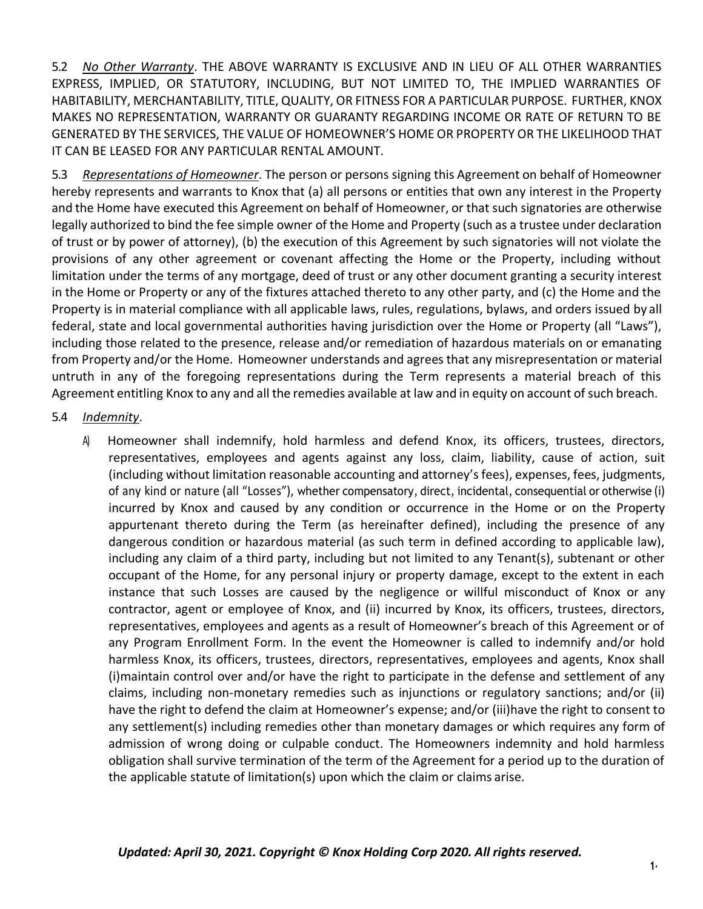5.2 *No Other Warranty*. THE ABOVE WARRANTY IS EXCLUSIVE AND IN LIEU OF ALL OTHER WARRANTIES EXPRESS, IMPLIED, OR STATUTORY, INCLUDING, BUT NOT LIMITED TO, THE IMPLIED WARRANTIES OF HABITABILITY, MERCHANTABILITY, TITLE, QUALITY, OR FITNESS FOR A PARTICULAR PURPOSE. FURTHER, KNOX MAKES NO REPRESENTATION, WARRANTY OR GUARANTY REGARDING INCOME OR RATE OF RETURN TO BE GENERATED BY THE SERVICES, THE VALUE OF HOMEOWNER'S HOME OR PROPERTY OR THE LIKELIHOOD THAT IT CAN BE LEASED FOR ANY PARTICULAR RENTAL AMOUNT.

5.3 *Representations of Homeowner*. The person or persons signing this Agreement on behalf of Homeowner hereby represents and warrants to Knox that (a) all persons or entities that own any interest in the Property and the Home have executed this Agreement on behalf of Homeowner, or that such signatories are otherwise legally authorized to bind the fee simple owner of the Home and Property (such as a trustee under declaration of trust or by power of attorney), (b) the execution of this Agreement by such signatories will not violate the provisions of any other agreement or covenant affecting the Home or the Property, including without limitation under the terms of any mortgage, deed of trust or any other document granting a security interest in the Home or Property or any of the fixtures attached thereto to any other party, and (c) the Home and the Property is in material compliance with all applicable laws, rules, regulations, bylaws, and orders issued by all federal, state and local governmental authorities having jurisdiction over the Home or Property (all "Laws"), including those related to the presence, release and/or remediation of hazardous materials on or emanating from Property and/or the Home. Homeowner understands and agrees that any misrepresentation or material untruth in any of the foregoing representations during the Term represents a material breach of this Agreement entitling Knox to any and all the remedies available at law and in equity on account of such breach.

5.4 *Indemnity*.

A) Homeowner shall indemnify, hold harmless and defend Knox, its officers, trustees, directors, representatives, employees and agents against any loss, claim, liability, cause of action, suit (including without limitation reasonable accounting and attorney's fees), expenses, fees, judgments, of any kind or nature (all "Losses"), whether compensatory, direct, incidental, consequential or otherwise (i) incurred by Knox and caused by any condition or occurrence in the Home or on the Property appurtenant thereto during the Term (as hereinafter defined), including the presence of any dangerous condition or hazardous material (as such term in defined according to applicable law), including any claim of a third party, including but not limited to any Tenant(s), subtenant or other occupant of the Home, for any personal injury or property damage, except to the extent in each instance that such Losses are caused by the negligence or willful misconduct of Knox or any contractor, agent or employee of Knox, and (ii) incurred by Knox, its officers, trustees, directors, representatives, employees and agents as a result of Homeowner's breach of this Agreement or of any Program Enrollment Form. In the event the Homeowner is called to indemnify and/or hold harmless Knox, its officers, trustees, directors, representatives, employees and agents, Knox shall (i)maintain control over and/or have the right to participate in the defense and settlement of any claims, including non-monetary remedies such as injunctions or regulatory sanctions; and/or (ii) have the right to defend the claim at Homeowner's expense; and/or (iii)have the right to consent to any settlement(s) including remedies other than monetary damages or which requires any form of admission of wrong doing or culpable conduct. The Homeowners indemnity and hold harmless obligation shall survive termination of the term of the Agreement for a period up to the duration of the applicable statute of limitation(s) upon which the claim or claims arise.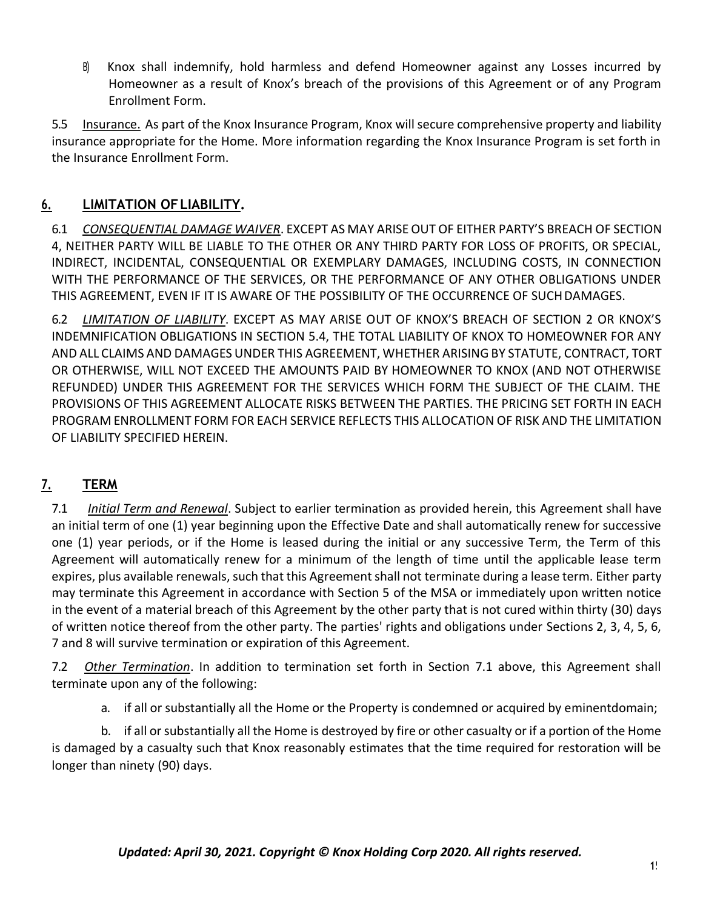B) Knox shall indemnify, hold harmless and defend Homeowner against any Losses incurred by Homeowner as a result of Knox's breach of the provisions of this Agreement or of any Program Enrollment Form.

5.5 Insurance. As part of the Knox Insurance Program, Knox will secure comprehensive property and liability insurance appropriate for the Home. More information regarding the Knox Insurance Program is set forth in the Insurance Enrollment Form.

## 6. LIMITATION OF LIABILITY.

6.1 *CONSEQUENTIAL DAMAGE WAIVER*. EXCEPT AS MAY ARISE OUT OF EITHER PARTY'S BREACH OF SECTION 4, NEITHER PARTY WILL BE LIABLE TO THE OTHER OR ANY THIRD PARTY FOR LOSS OF PROFITS, OR SPECIAL, INDIRECT, INCIDENTAL, CONSEQUENTIAL OR EXEMPLARY DAMAGES, INCLUDING COSTS, IN CONNECTION WITH THE PERFORMANCE OF THE SERVICES, OR THE PERFORMANCE OF ANY OTHER OBLIGATIONS UNDER THIS AGREEMENT, EVEN IF IT IS AWARE OF THE POSSIBILITY OF THE OCCURRENCE OF SUCH DAMAGES.

6.2 *LIMITATION OF LIABILITY*. EXCEPT AS MAY ARISE OUT OF KNOX'S BREACH OF SECTION 2 OR KNOX'S INDEMNIFICATION OBLIGATIONS IN SECTION 5.4, THE TOTAL LIABILITY OF KNOX TO HOMEOWNER FOR ANY AND ALL CLAIMS AND DAMAGES UNDER THIS AGREEMENT, WHETHER ARISING BY STATUTE, CONTRACT, TORT OR OTHERWISE, WILL NOT EXCEED THE AMOUNTS PAID BY HOMEOWNER TO KNOX (AND NOT OTHERWISE REFUNDED) UNDER THIS AGREEMENT FOR THE SERVICES WHICH FORM THE SUBJECT OF THE CLAIM. THE PROVISIONS OF THIS AGREEMENT ALLOCATE RISKS BETWEEN THE PARTIES. THE PRICING SET FORTH IN EACH PROGRAM ENROLLMENT FORM FOR EACH SERVICE REFLECTS THIS ALLOCATION OF RISK AND THE LIMITATION OF LIABILITY SPECIFIED HEREIN.

## 7. TERM

7.1 *Initial Term and Renewal*. Subject to earlier termination as provided herein, this Agreement shall have an initial term of one (1) year beginning upon the Effective Date and shall automatically renew for successive one (1) year periods, or if the Home is leased during the initial or any successive Term, the Term of this Agreement will automatically renew for a minimum of the length of time until the applicable lease term expires, plus available renewals, such that this Agreement shall not terminate during a lease term. Either party may terminate this Agreement in accordance with Section 5 of the MSA or immediately upon written notice in the event of a material breach of this Agreement by the other party that is not cured within thirty (30) days of written notice thereof from the other party. The parties' rights and obligations under Sections 2, 3, 4, 5, 6, 7 and 8 will survive termination or expiration of this Agreement.

7.2 *Other Termination*. In addition to termination set forth in Section 7.1 above, this Agreement shall terminate upon any of the following:

a. if all or substantially all the Home or the Property is condemned or acquired by eminentdomain;

b. if all or substantially all the Home is destroyed by fire or other casualty or if a portion of the Home is damaged by a casualty such that Knox reasonably estimates that the time required for restoration will be longer than ninety (90) days.

***Updated: April 30, 2021. Copyright © Knox Holding Corp 2020. All rights reserved.***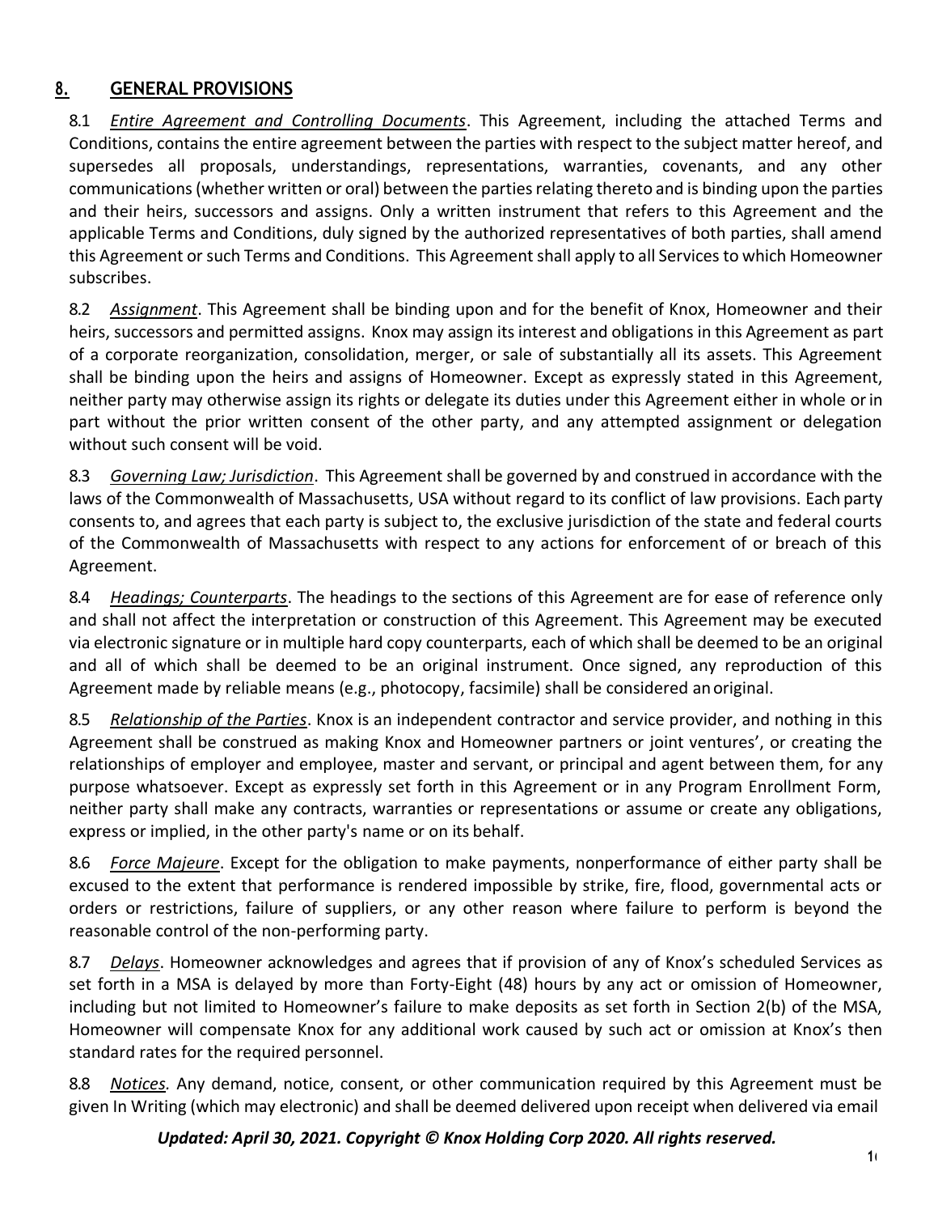## 8. GENERAL PROVISIONS

8.1 *Entire Agreement and Controlling Documents*. This Agreement, including the attached Terms and Conditions, contains the entire agreement between the parties with respect to the subject matter hereof, and supersedes all proposals, understandings, representations, warranties, covenants, and any other communications (whether written or oral) between the parties relating thereto and is binding upon the parties and their heirs, successors and assigns. Only a written instrument that refers to this Agreement and the applicable Terms and Conditions, duly signed by the authorized representatives of both parties, shall amend this Agreement or such Terms and Conditions. This Agreement shall apply to all Services to which Homeowner subscribes.

8.2 *Assignment*. This Agreement shall be binding upon and for the benefit of Knox, Homeowner and their heirs, successors and permitted assigns. Knox may assign its interest and obligations in this Agreement as part of a corporate reorganization, consolidation, merger, or sale of substantially all its assets. This Agreement shall be binding upon the heirs and assigns of Homeowner. Except as expressly stated in this Agreement, neither party may otherwise assign its rights or delegate its duties under this Agreement either in whole or in part without the prior written consent of the other party, and any attempted assignment or delegation without such consent will be void.

8.3 *Governing Law; Jurisdiction*. This Agreement shall be governed by and construed in accordance with the laws of the Commonwealth of Massachusetts, USA without regard to its conflict of law provisions. Each party consents to, and agrees that each party is subject to, the exclusive jurisdiction of the state and federal courts of the Commonwealth of Massachusetts with respect to any actions for enforcement of or breach of this Agreement.

8.4 *Headings; Counterparts*. The headings to the sections of this Agreement are for ease of reference only and shall not affect the interpretation or construction of this Agreement. This Agreement may be executed via electronic signature or in multiple hard copy counterparts, each of which shall be deemed to be an original and all of which shall be deemed to be an original instrument. Once signed, any reproduction of this Agreement made by reliable means (e.g., photocopy, facsimile) shall be considered an original.

8.5 *Relationship of the Parties*. Knox is an independent contractor and service provider, and nothing in this Agreement shall be construed as making Knox and Homeowner partners or joint ventures', or creating the relationships of employer and employee, master and servant, or principal and agent between them, for any purpose whatsoever. Except as expressly set forth in this Agreement or in any Program Enrollment Form, neither party shall make any contracts, warranties or representations or assume or create any obligations, express or implied, in the other party's name or on its behalf.

8.6 *Force Majeure*. Except for the obligation to make payments, nonperformance of either party shall be excused to the extent that performance is rendered impossible by strike, fire, flood, governmental acts or orders or restrictions, failure of suppliers, or any other reason where failure to perform is beyond the reasonable control of the non-performing party.

8.7 *Delays*. Homeowner acknowledges and agrees that if provision of any of Knox's scheduled Services as set forth in a MSA is delayed by more than Forty-Eight (48) hours by any act or omission of Homeowner, including but not limited to Homeowner's failure to make deposits as set forth in Section 2(b) of the MSA, Homeowner will compensate Knox for any additional work caused by such act or omission at Knox's then standard rates for the required personnel.

8.8 *Notices.* Any demand, notice, consent, or other communication required by this Agreement must be given In Writing (which may electronic) and shall be deemed delivered upon receipt when delivered via email

***Updated: April 30, 2021. Copyright © Knox Holding Corp 2020. All rights reserved.***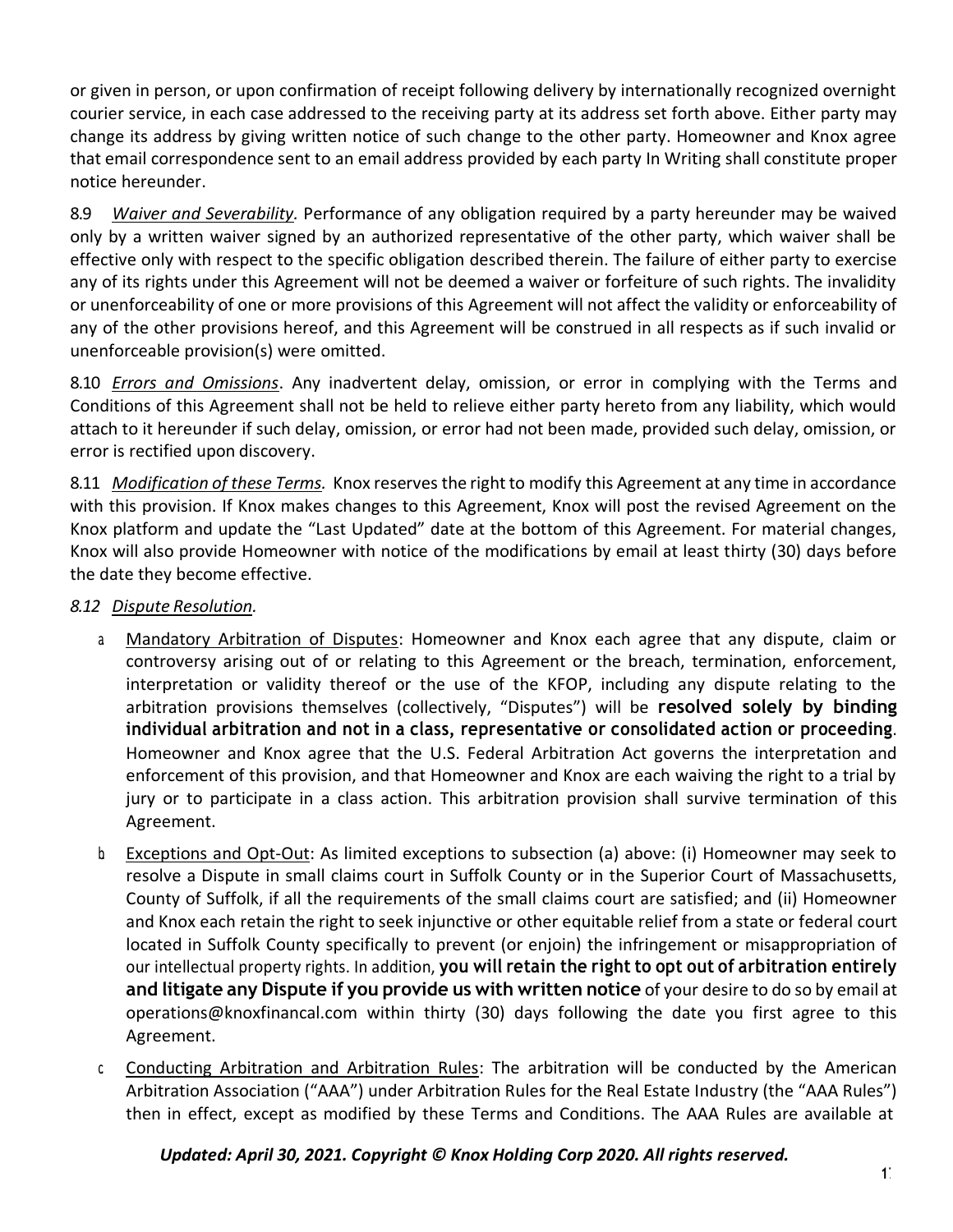or given in person, or upon confirmation of receipt following delivery by internationally recognized overnight courier service, in each case addressed to the receiving party at its address set forth above. Either party may change its address by giving written notice of such change to the other party. Homeowner and Knox agree that email correspondence sent to an email address provided by each party In Writing shall constitute proper notice hereunder.

8.9 *Waiver and Severability.* Performance of any obligation required by a party hereunder may be waived only by a written waiver signed by an authorized representative of the other party, which waiver shall be effective only with respect to the specific obligation described therein. The failure of either party to exercise any of its rights under this Agreement will not be deemed a waiver or forfeiture of such rights. The invalidity or unenforceability of one or more provisions of this Agreement will not affect the validity or enforceability of any of the other provisions hereof, and this Agreement will be construed in all respects as if such invalid or unenforceable provision(s) were omitted.

8.10 *Errors and Omissions*. Any inadvertent delay, omission, or error in complying with the Terms and Conditions of this Agreement shall not be held to relieve either party hereto from any liability, which would attach to it hereunder if such delay, omission, or error had not been made, provided such delay, omission, or error is rectified upon discovery.

8.11 *Modification of these Terms.* Knox reserves the right to modify this Agreement at any time in accordance with this provision. If Knox makes changes to this Agreement, Knox will post the revised Agreement on the Knox platform and update the "Last Updated" date at the bottom of this Agreement. For material changes, Knox will also provide Homeowner with notice of the modifications by email at least thirty (30) days before the date they become effective.

*8.12 Dispute Resolution.*

a. Mandatory Arbitration of Disputes: Homeowner and Knox each agree that any dispute, claim or controversy arising out of or relating to this Agreement or the breach, termination, enforcement, interpretation or validity thereof or the use of the KFOP, including any dispute relating to the arbitration provisions themselves (collectively, "Disputes") will be **resolved solely by binding individual arbitration and not in a class, representative or consolidated action or proceeding**. Homeowner and Knox agree that the U.S. Federal Arbitration Act governs the interpretation and enforcement of this provision, and that Homeowner and Knox are each waiving the right to a trial by jury or to participate in a class action. This arbitration provision shall survive termination of this Agreement.

b. Exceptions and Opt-Out: As limited exceptions to subsection (a) above: (i) Homeowner may seek to resolve a Dispute in small claims court in Suffolk County or in the Superior Court of Massachusetts, County of Suffolk, if all the requirements of the small claims court are satisfied; and (ii) Homeowner and Knox each retain the right to seek injunctive or other equitable relief from a state or federal court located in Suffolk County specifically to prevent (or enjoin) the infringement or misappropriation of our intellectual property rights. In addition, **you will retain the right to opt out of arbitration entirely and litigate any Dispute if you provide us with written notice** of your desire to do so by email at operations@knoxfinancal.com within thirty (30) days following the date you first agree to this Agreement.

c. Conducting Arbitration and Arbitration Rules: The arbitration will be conducted by the American Arbitration Association ("AAA") under Arbitration Rules for the Real Estate Industry (the "AAA Rules") then in effect, except as modified by these Terms and Conditions. The AAA Rules are available at

***Updated: April 30, 2021. Copyright © Knox Holding Corp 2020. All rights reserved.***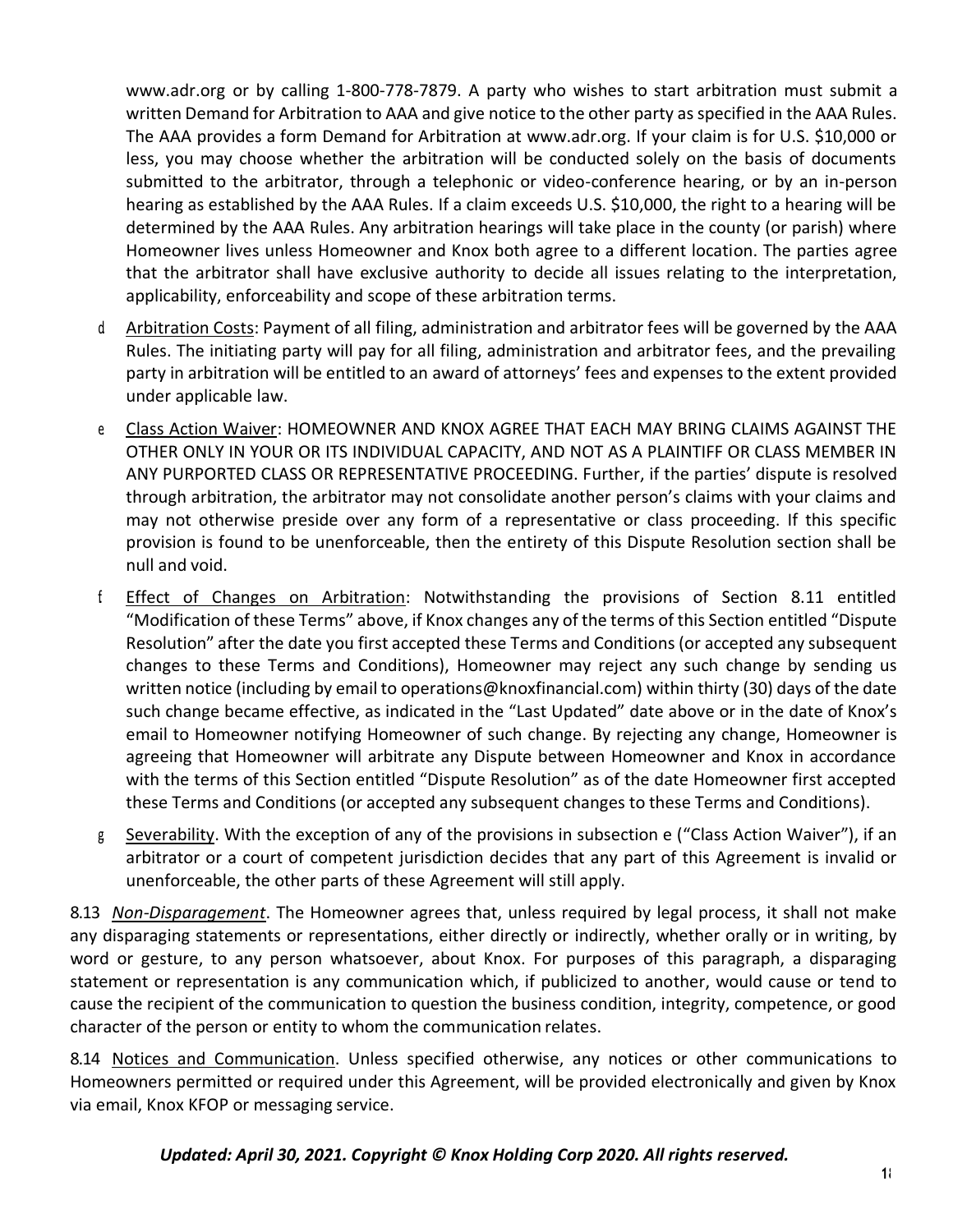www.adr.org or by calling 1-800-778-7879. A party who wishes to start arbitration must submit a written Demand for Arbitration to AAA and give notice to the other party as specified in the AAA Rules. The AAA provides a form Demand for Arbitration at www.adr.org. If your claim is for U.S. $10,000 or less, you may choose whether the arbitration will be conducted solely on the basis of documents submitted to the arbitrator, through a telephonic or video-conference hearing, or by an in-person hearing as established by the AAA Rules. If a claim exceeds U.S. $10,000, the right to a hearing will be determined by the AAA Rules. Any arbitration hearings will take place in the county (or parish) where Homeowner lives unless Homeowner and Knox both agree to a different location. The parties agree that the arbitrator shall have exclusive authority to decide all issues relating to the interpretation, applicability, enforceability and scope of these arbitration terms.

d. Arbitration Costs: Payment of all filing, administration and arbitrator fees will be governed by the AAA Rules. The initiating party will pay for all filing, administration and arbitrator fees, and the prevailing party in arbitration will be entitled to an award of attorneys' fees and expenses to the extent provided under applicable law.

e. Class Action Waiver: HOMEOWNER AND KNOX AGREE THAT EACH MAY BRING CLAIMS AGAINST THE OTHER ONLY IN YOUR OR ITS INDIVIDUAL CAPACITY, AND NOT AS A PLAINTIFF OR CLASS MEMBER IN ANY PURPORTED CLASS OR REPRESENTATIVE PROCEEDING. Further, if the parties' dispute is resolved through arbitration, the arbitrator may not consolidate another person's claims with your claims and may not otherwise preside over any form of a representative or class proceeding. If this specific provision is found to be unenforceable, then the entirety of this Dispute Resolution section shall be null and void.

f. Effect of Changes on Arbitration: Notwithstanding the provisions of Section 8.11 entitled "Modification of these Terms" above, if Knox changes any of the terms of this Section entitled "Dispute Resolution" after the date you first accepted these Terms and Conditions (or accepted any subsequent changes to these Terms and Conditions), Homeowner may reject any such change by sending us written notice (including by email to operations@knoxfinancial.com) within thirty (30) days of the date such change became effective, as indicated in the "Last Updated" date above or in the date of Knox's email to Homeowner notifying Homeowner of such change. By rejecting any change, Homeowner is agreeing that Homeowner will arbitrate any Dispute between Homeowner and Knox in accordance with the terms of this Section entitled "Dispute Resolution" as of the date Homeowner first accepted these Terms and Conditions (or accepted any subsequent changes to these Terms and Conditions).

g. Severability. With the exception of any of the provisions in subsection e ("Class Action Waiver"), if an arbitrator or a court of competent jurisdiction decides that any part of this Agreement is invalid or unenforceable, the other parts of these Agreement will still apply.

8.13 *Non-Disparagement*. The Homeowner agrees that, unless required by legal process, it shall not make any disparaging statements or representations, either directly or indirectly, whether orally or in writing, by word or gesture, to any person whatsoever, about Knox. For purposes of this paragraph, a disparaging statement or representation is any communication which, if publicized to another, would cause or tend to cause the recipient of the communication to question the business condition, integrity, competence, or good character of the person or entity to whom the communication relates.

8.14 Notices and Communication. Unless specified otherwise, any notices or other communications to Homeowners permitted or required under this Agreement, will be provided electronically and given by Knox via email, Knox KFOP or messaging service.

***Updated: April 30, 2021. Copyright © Knox Holding Corp 2020. All rights reserved.***